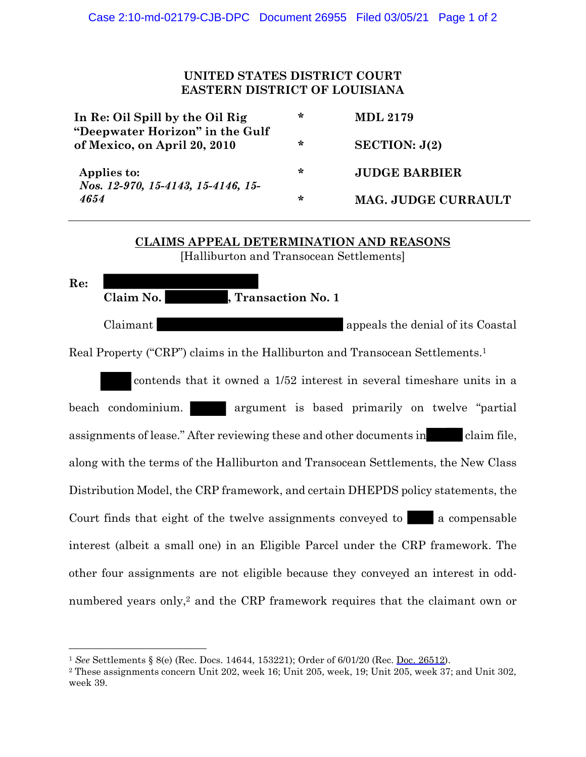**UNITED STATES DISTRICT COURT**
**EASTERN DISTRICT OF LOUISIANA**

| | | |
|---|---|---|
| **In Re: Oil Spill by the Oil Rig "Deepwater Horizon" in the Gulf of Mexico, on April 20, 2010** | * | **MDL 2179** |
| | * | **SECTION: J(2)** |
| **Applies to:** *Nos. 12-970, 15-4143, 15-4146, 15-4654* | * | **JUDGE BARBIER** |
| | * | **MAG. JUDGE CURRAULT** |

## CLAIMS APPEAL DETERMINATION AND REASONS

[Halliburton and Transocean Settlements]

**Re:** ██████████
**Claim No. ██████, Transaction No. 1**

Claimant ██████████ appeals the denial of its Coastal Real Property ("CRP") claims in the Halliburton and Transocean Settlements.[1]

████ contends that it owned a 1/52 interest in several timeshare units in a beach condominium. ████ argument is based primarily on twelve "partial assignments of lease." After reviewing these and other documents in ████ claim file, along with the terms of the Halliburton and Transocean Settlements, the New Class Distribution Model, the CRP framework, and certain DHEPDS policy statements, the Court finds that eight of the twelve assignments conveyed to ████ a compensable interest (albeit a small one) in an Eligible Parcel under the CRP framework. The other four assignments are not eligible because they conveyed an interest in odd-numbered years only,[2] and the CRP framework requires that the claimant own or

---

[1] *See* Settlements § 8(e) (Rec. Docs. 14644, 153221); Order of 6/01/20 (Rec. Doc. 26512).

[2] These assignments concern Unit 202, week 16; Unit 205, week, 19; Unit 205, week 37; and Unit 302, week 39.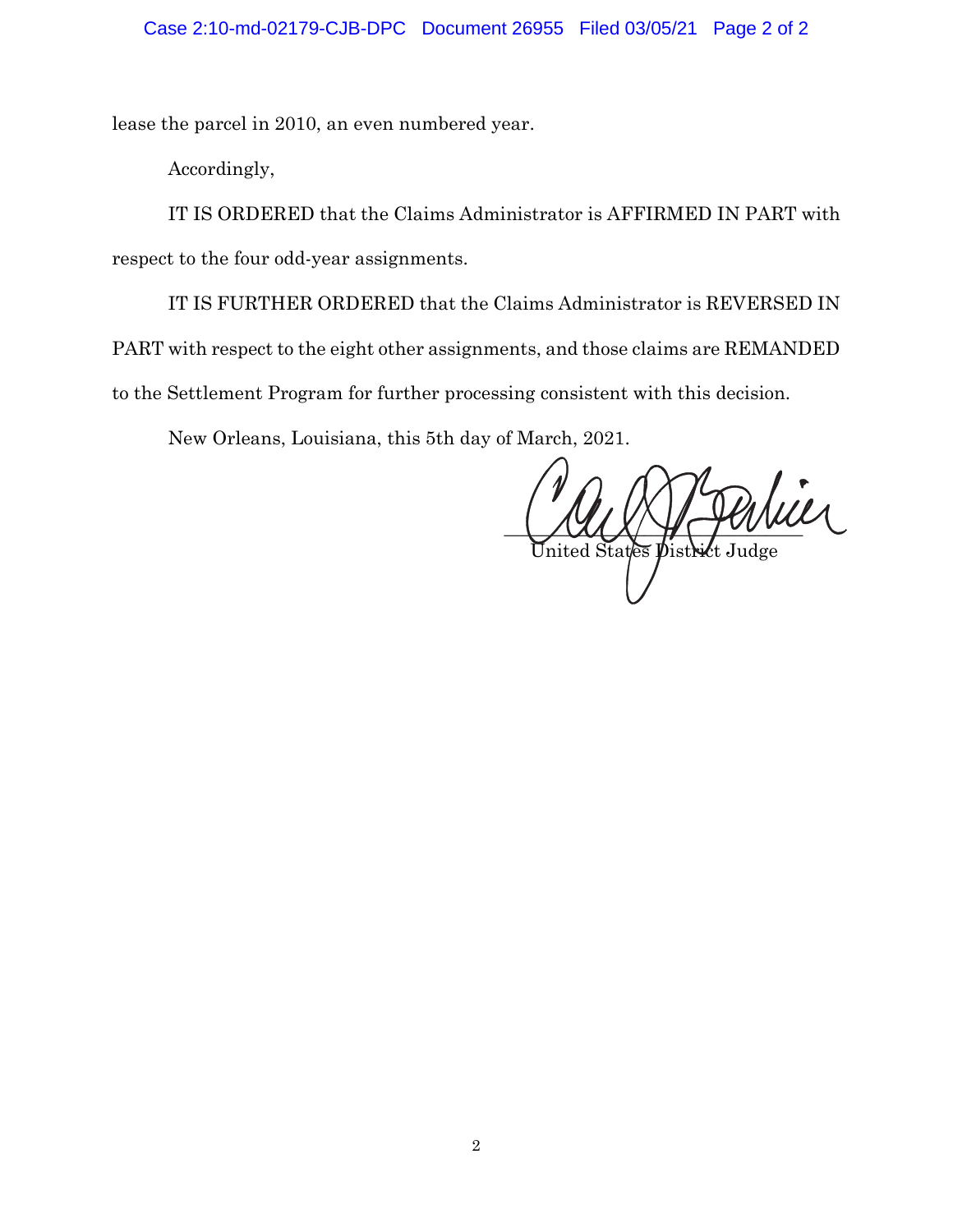lease the parcel in 2010, an even numbered year.

Accordingly,

IT IS ORDERED that the Claims Administrator is AFFIRMED IN PART with respect to the four odd-year assignments.

IT IS FURTHER ORDERED that the Claims Administrator is REVERSED IN PART with respect to the eight other assignments, and those claims are REMANDED to the Settlement Program for further processing consistent with this decision.

New Orleans, Louisiana, this 5th day of March, 2021.

United States District Judge